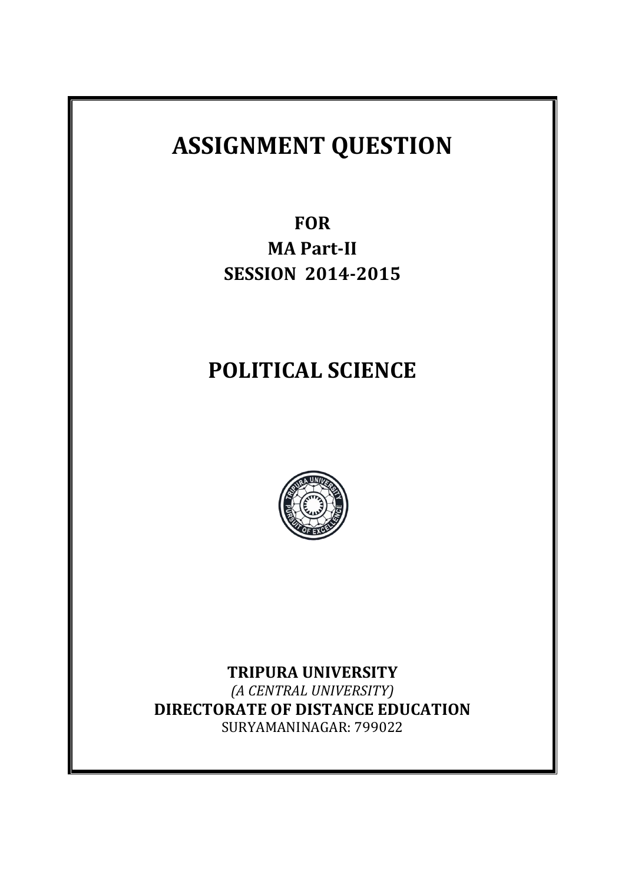# ASSIGNMENT QUESTION

## FOR
## MA Part-II
## SESSION 2014-2015

# POLITICAL SCIENCE

**TRIPURA UNIVERSITY**

*(A CENTRAL UNIVERSITY)*

**DIRECTORATE OF DISTANCE EDUCATION**

SURYAMANINAGAR: 799022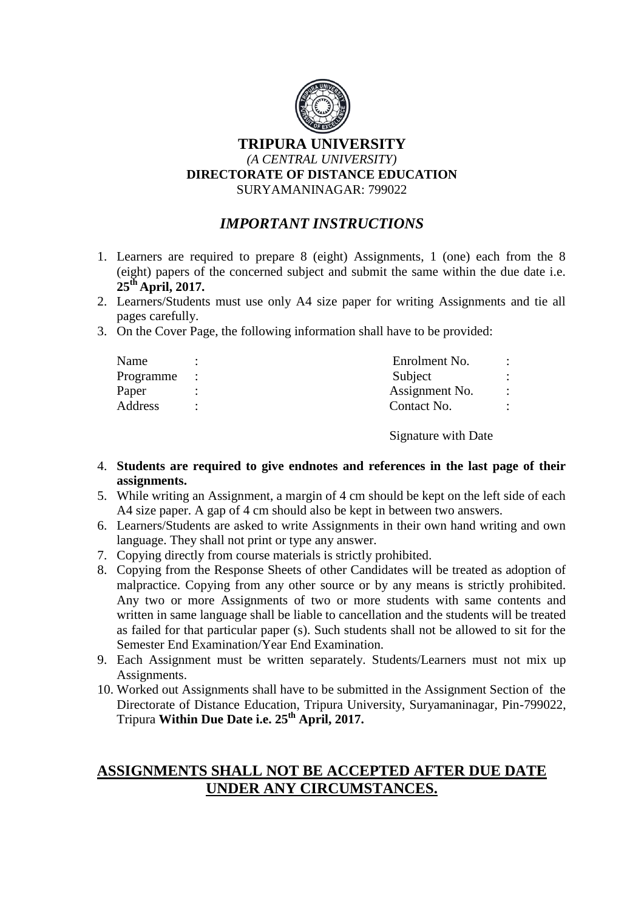**TRIPURA UNIVERSITY**

*(A CENTRAL UNIVERSITY)*

**DIRECTORATE OF DISTANCE EDUCATION**

SURYAMANINAGAR: 799022

## *IMPORTANT INSTRUCTIONS*

1. Learners are required to prepare 8 (eight) Assignments, 1 (one) each from the 8 (eight) papers of the concerned subject and submit the same within the due date i.e. **25th April, 2017.**
2. Learners/Students must use only A4 size paper for writing Assignments and tie all pages carefully.
3. On the Cover Page, the following information shall have to be provided:

| | | | |
|---|---|---|---|
| Name | : | Enrolment No. | : |
| Programme | : | Subject | : |
| Paper | : | Assignment No. | : |
| Address | : | Contact No. | : |

Signature with Date

4. **Students are required to give endnotes and references in the last page of their assignments.**
5. While writing an Assignment, a margin of 4 cm should be kept on the left side of each A4 size paper. A gap of 4 cm should also be kept in between two answers.
6. Learners/Students are asked to write Assignments in their own hand writing and own language. They shall not print or type any answer.
7. Copying directly from course materials is strictly prohibited.
8. Copying from the Response Sheets of other Candidates will be treated as adoption of malpractice. Copying from any other source or by any means is strictly prohibited. Any two or more Assignments of two or more students with same contents and written in same language shall be liable to cancellation and the students will be treated as failed for that particular paper (s). Such students shall not be allowed to sit for the Semester End Examination/Year End Examination.
9. Each Assignment must be written separately. Students/Learners must not mix up Assignments.
10. Worked out Assignments shall have to be submitted in the Assignment Section of the Directorate of Distance Education, Tripura University, Suryamaninagar, Pin-799022, Tripura **Within Due Date i.e. 25th April, 2017.**

## **ASSIGNMENTS SHALL NOT BE ACCEPTED AFTER DUE DATE UNDER ANY CIRCUMSTANCES.**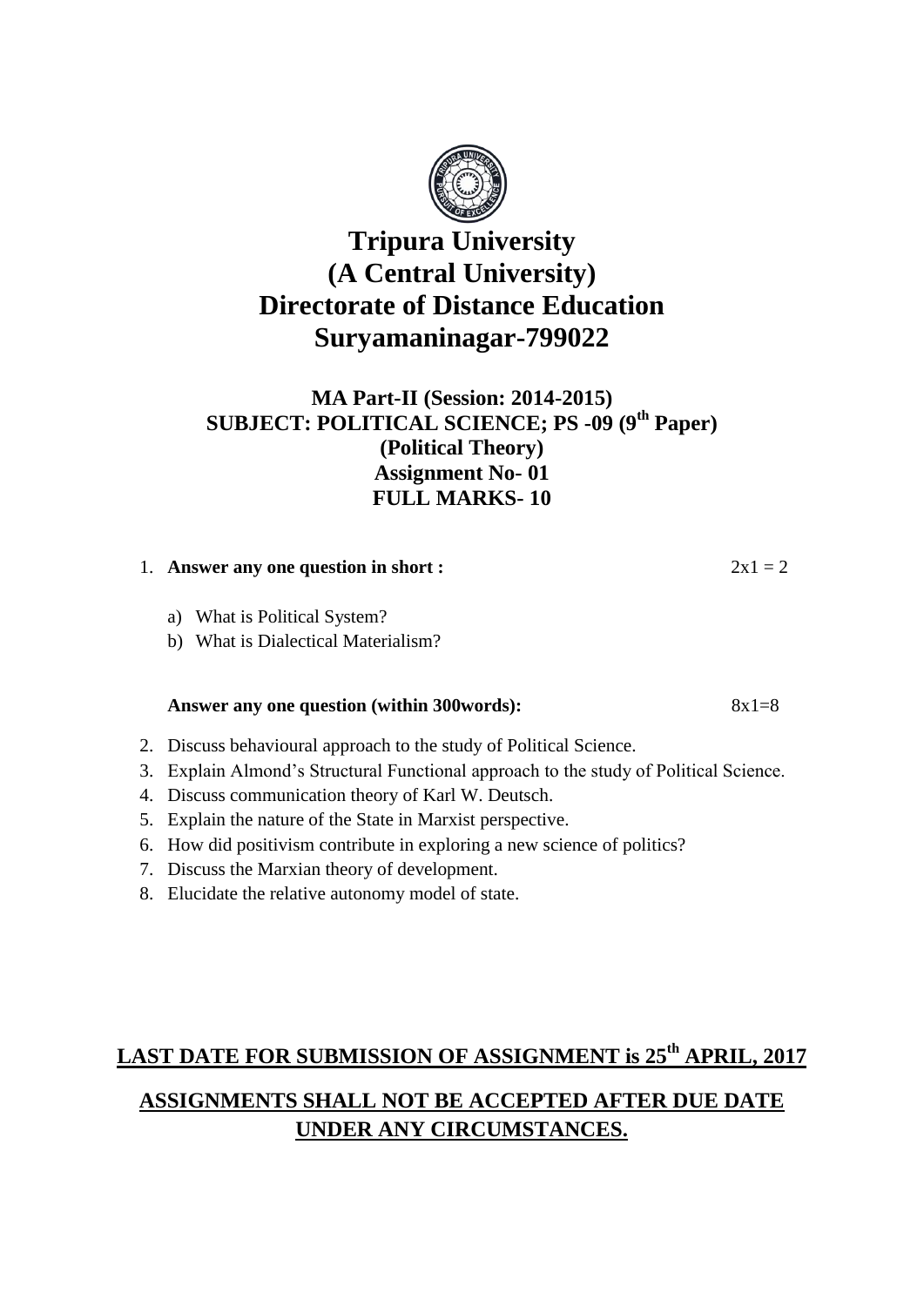# Tripura University
# (A Central University)
# Directorate of Distance Education
# Suryamaninagar-799022

### MA Part-II (Session: 2014-2015)
### SUBJECT: POLITICAL SCIENCE; PS -09 (9th Paper)
### (Political Theory)
### Assignment No- 01
### FULL MARKS- 10

1. **Answer any one question in short :** $2x1 = 2$

   a) What is Political System?
   
   b) What is Dialectical Materialism?

**Answer any one question (within 300words):** $8x1=8$

2. Discuss behavioural approach to the study of Political Science.
3. Explain Almond's Structural Functional approach to the study of Political Science.
4. Discuss communication theory of Karl W. Deutsch.
5. Explain the nature of the State in Marxist perspective.
6. How did positivism contribute in exploring a new science of politics?
7. Discuss the Marxian theory of development.
8. Elucidate the relative autonomy model of state.

**LAST DATE FOR SUBMISSION OF ASSIGNMENT is 25th APRIL, 2017**

**ASSIGNMENTS SHALL NOT BE ACCEPTED AFTER DUE DATE UNDER ANY CIRCUMSTANCES.**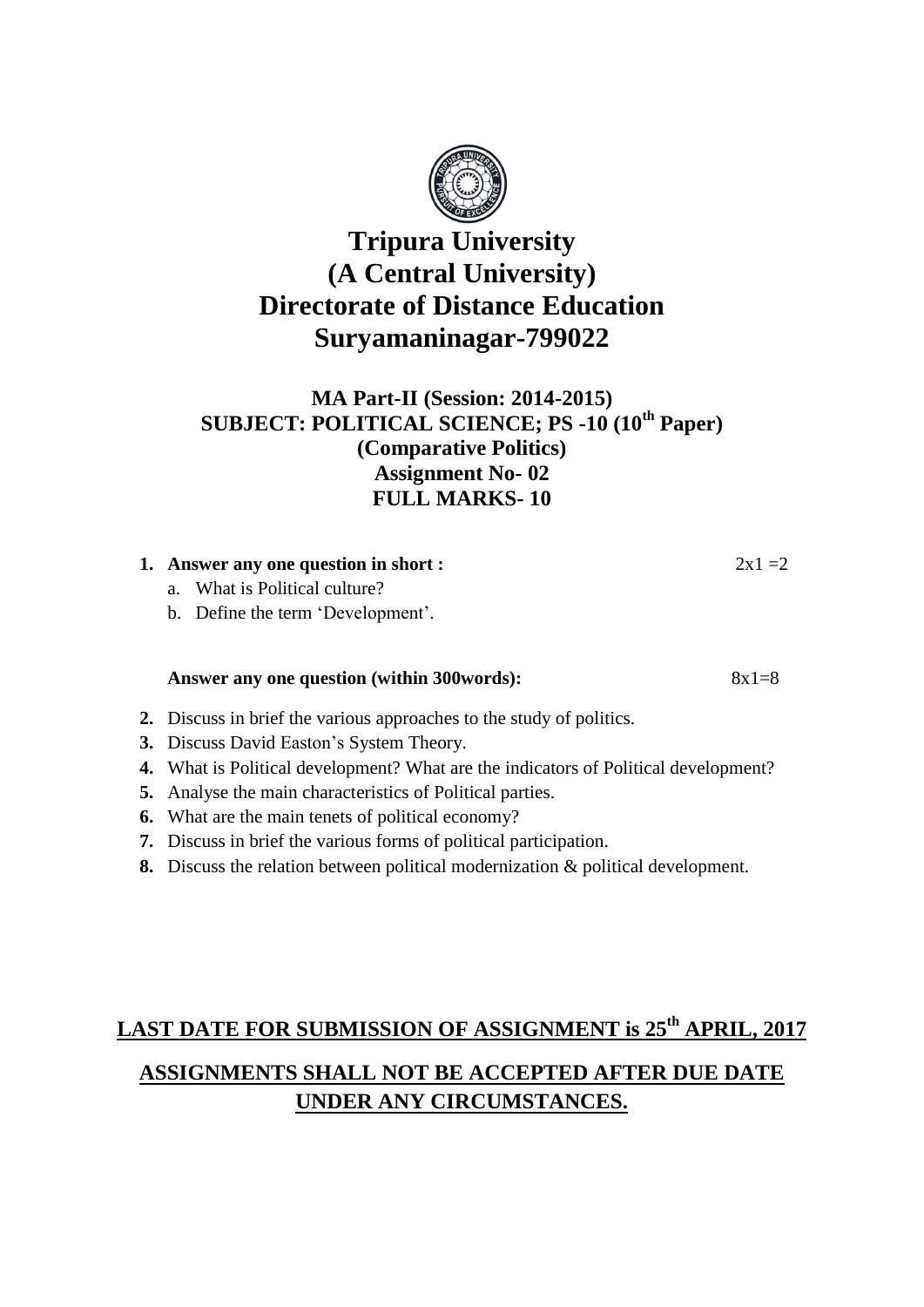# Tripura University
# (A Central University)
# Directorate of Distance Education
# Suryamaninagar-799022

**MA Part-II (Session: 2014-2015)**
**SUBJECT: POLITICAL SCIENCE; PS -10 (10th Paper)**
**(Comparative Politics)**
**Assignment No- 02**
**FULL MARKS- 10**

1. **Answer any one question in short :** 2x1 =2
   a. What is Political culture?
   b. Define the term 'Development'.

   **Answer any one question (within 300words):** 8x1=8

2. Discuss in brief the various approaches to the study of politics.
3. Discuss David Easton's System Theory.
4. What is Political development? What are the indicators of Political development?
5. Analyse the main characteristics of Political parties.
6. What are the main tenets of political economy?
7. Discuss in brief the various forms of political participation.
8. Discuss the relation between political modernization & political development.

**<u>LAST DATE FOR SUBMISSION OF ASSIGNMENT is 25th APRIL, 2017</u>**

**<u>ASSIGNMENTS SHALL NOT BE ACCEPTED AFTER DUE DATE UNDER ANY CIRCUMSTANCES.</u>**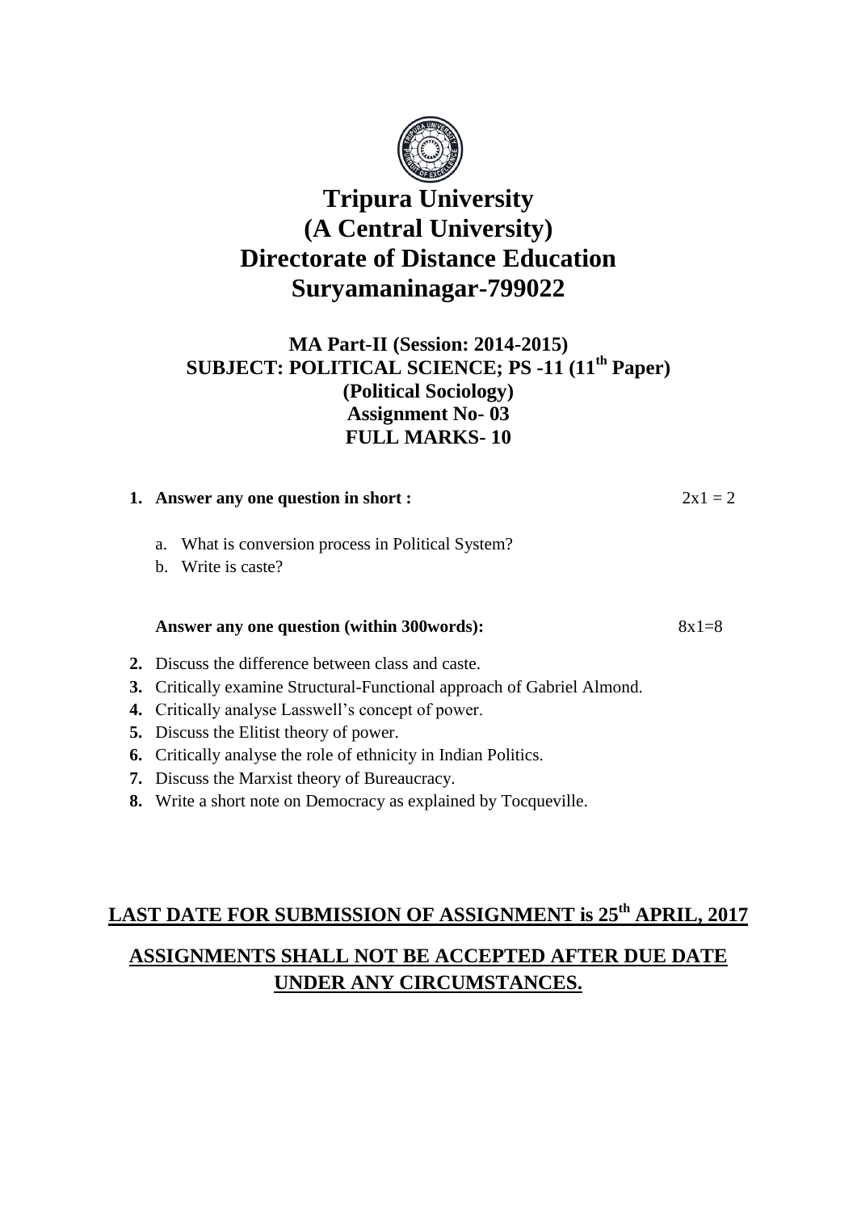# Tripura University
# (A Central University)
# Directorate of Distance Education
# Suryamaninagar-799022

## MA Part-II (Session: 2014-2015)
## SUBJECT: POLITICAL SCIENCE; PS -11 (11th Paper)
## (Political Sociology)
## Assignment No- 03
## FULL MARKS- 10

1. **Answer any one question in short :** $2x1 = 2$

   a. What is conversion process in Political System?
   b. Write is caste?

   **Answer any one question (within 300words):** $8x1=8$

2. Discuss the difference between class and caste.
3. Critically examine Structural-Functional approach of Gabriel Almond.
4. Critically analyse Lasswell's concept of power.
5. Discuss the Elitist theory of power.
6. Critically analyse the role of ethnicity in Indian Politics.
7. Discuss the Marxist theory of Bureaucracy.
8. Write a short note on Democracy as explained by Tocqueville.

**<u>LAST DATE FOR SUBMISSION OF ASSIGNMENT is 25th APRIL, 2017</u>**

**<u>ASSIGNMENTS SHALL NOT BE ACCEPTED AFTER DUE DATE UNDER ANY CIRCUMSTANCES.</u>**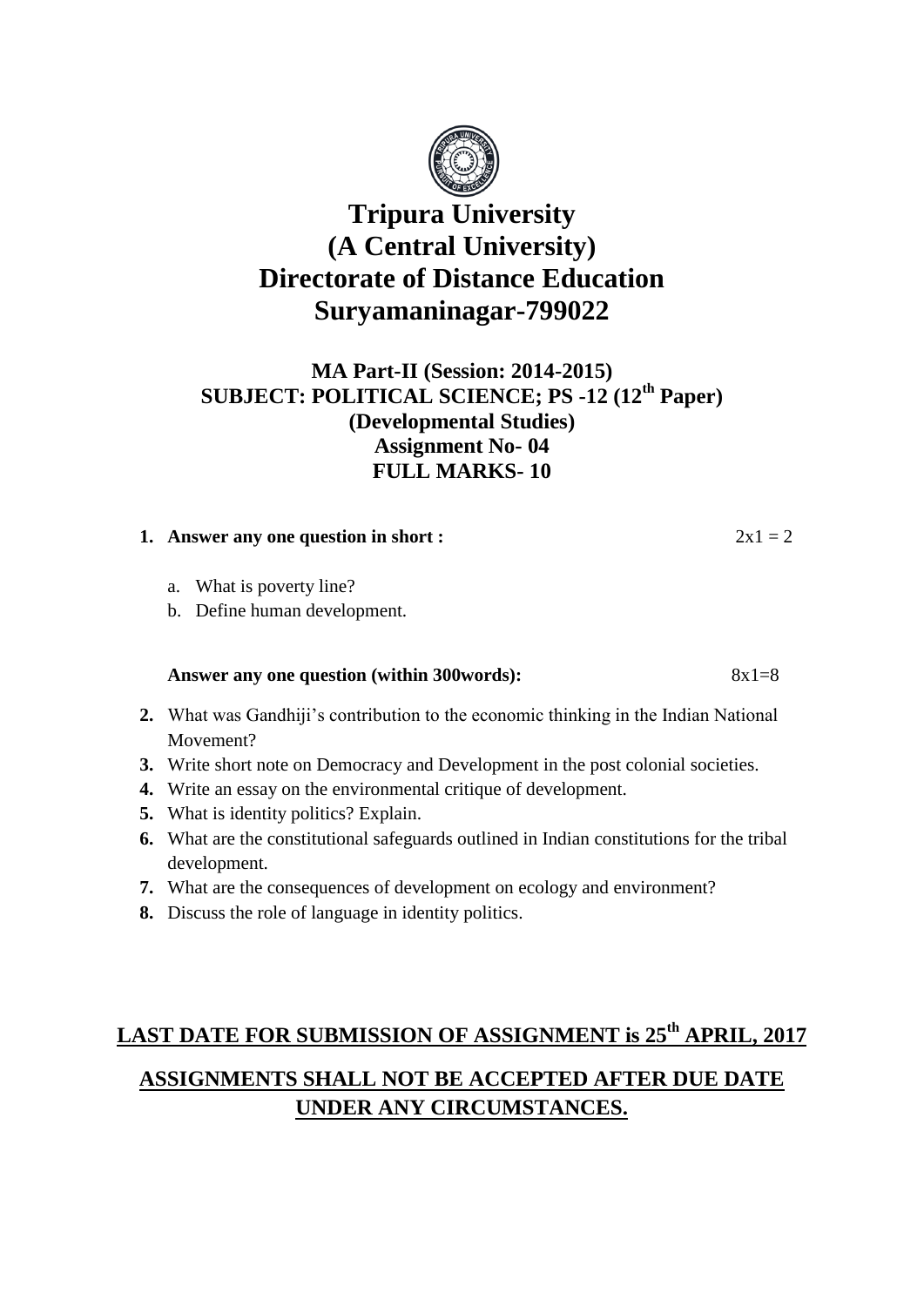# Tripura University
# (A Central University)
# Directorate of Distance Education
# Suryamaninagar-799022

## MA Part-II (Session: 2014-2015)
## SUBJECT: POLITICAL SCIENCE; PS -12 (12th Paper)
## (Developmental Studies)
## Assignment No- 04
## FULL MARKS- 10

1. **Answer any one question in short :** $2x1 = 2$

   a. What is poverty line?
   b. Define human development.

**Answer any one question (within 300words):** $8x1=8$

2. What was Gandhiji's contribution to the economic thinking in the Indian National Movement?
3. Write short note on Democracy and Development in the post colonial societies.
4. Write an essay on the environmental critique of development.
5. What is identity politics? Explain.
6. What are the constitutional safeguards outlined in Indian constitutions for the tribal development.
7. What are the consequences of development on ecology and environment?
8. Discuss the role of language in identity politics.

**LAST DATE FOR SUBMISSION OF ASSIGNMENT is 25th APRIL, 2017**

**ASSIGNMENTS SHALL NOT BE ACCEPTED AFTER DUE DATE UNDER ANY CIRCUMSTANCES.**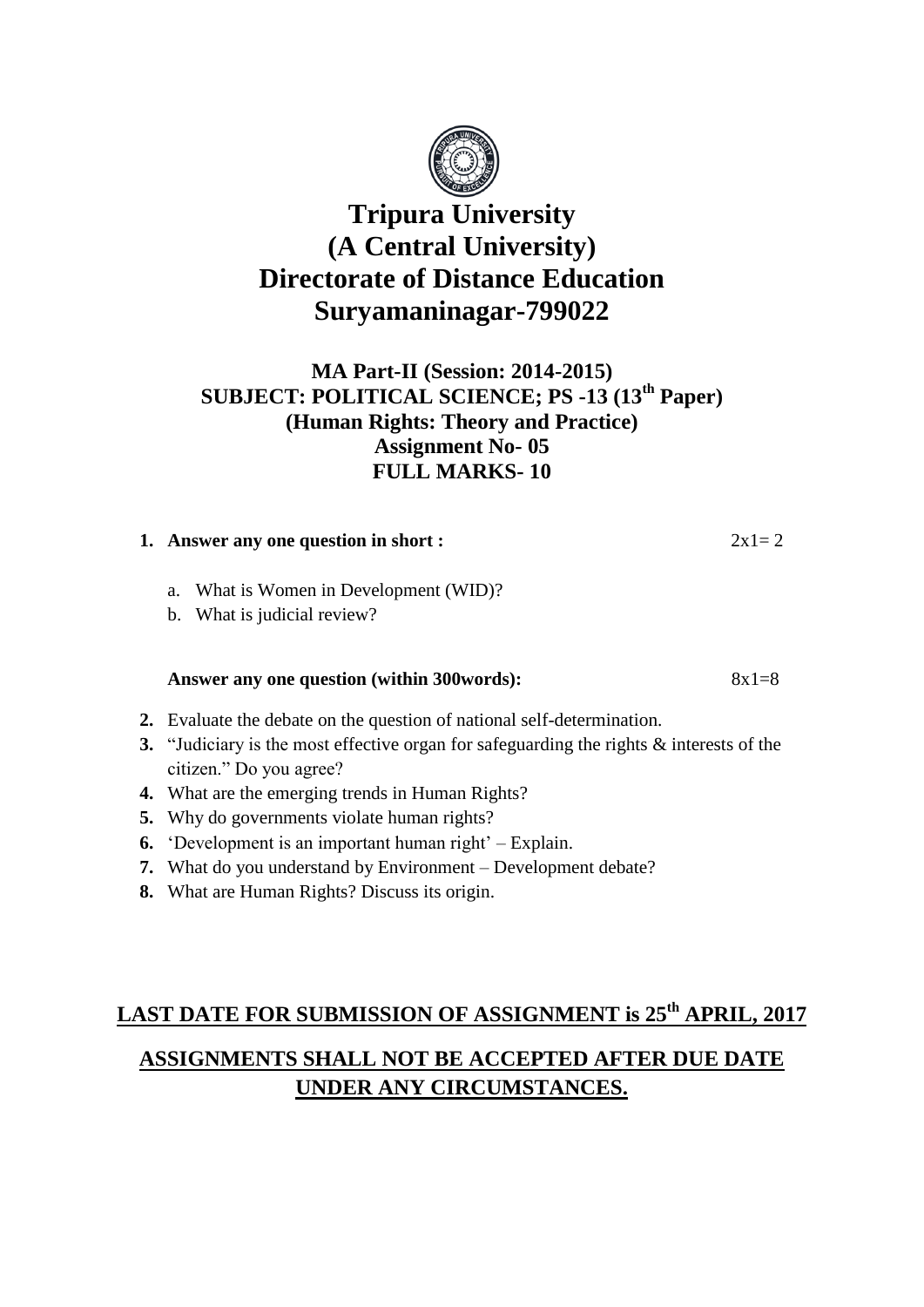# Tripura University
# (A Central University)
# Directorate of Distance Education
# Suryamaninagar-799022

### MA Part-II (Session: 2014-2015)
### SUBJECT: POLITICAL SCIENCE; PS -13 (13th Paper)
### (Human Rights: Theory and Practice)
### Assignment No- 05
### FULL MARKS- 10

1. **Answer any one question in short :** 2x1= 2

   a. What is Women in Development (WID)?
   b. What is judicial review?

   **Answer any one question (within 300words):** 8x1=8

2. Evaluate the debate on the question of national self-determination.
3. "Judiciary is the most effective organ for safeguarding the rights & interests of the citizen." Do you agree?
4. What are the emerging trends in Human Rights?
5. Why do governments violate human rights?
6. 'Development is an important human right' – Explain.
7. What do you understand by Environment – Development debate?
8. What are Human Rights? Discuss its origin.

**<u>LAST DATE FOR SUBMISSION OF ASSIGNMENT is 25th APRIL, 2017</u>**

**<u>ASSIGNMENTS SHALL NOT BE ACCEPTED AFTER DUE DATE UNDER ANY CIRCUMSTANCES.</u>**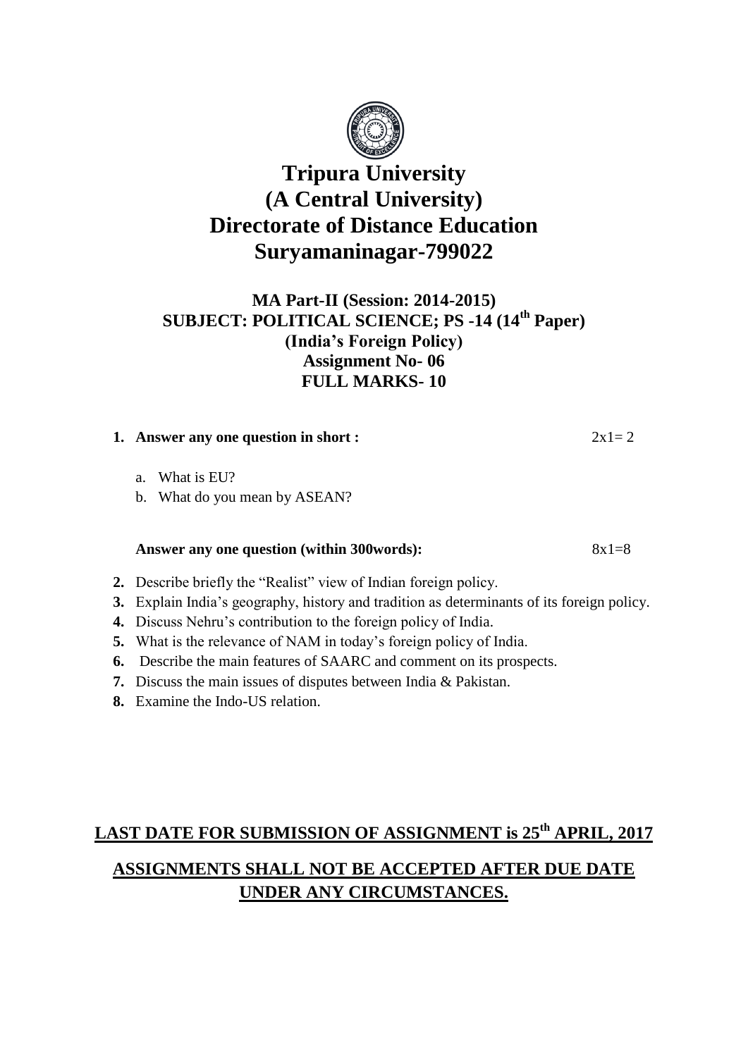# Tripura University
# (A Central University)
# Directorate of Distance Education
# Suryamaninagar-799022

## MA Part-II (Session: 2014-2015)
## SUBJECT: POLITICAL SCIENCE; PS -14 (14th Paper)
## (India's Foreign Policy)
## Assignment No- 06
## FULL MARKS- 10

1. **Answer any one question in short :** 2x1= 2

   a. What is EU?
   b. What do you mean by ASEAN?

**Answer any one question (within 300words):** 8x1=8

2. Describe briefly the "Realist" view of Indian foreign policy.
3. Explain India's geography, history and tradition as determinants of its foreign policy.
4. Discuss Nehru's contribution to the foreign policy of India.
5. What is the relevance of NAM in today's foreign policy of India.
6. Describe the main features of SAARC and comment on its prospects.
7. Discuss the main issues of disputes between India & Pakistan.
8. Examine the Indo-US relation.

**LAST DATE FOR SUBMISSION OF ASSIGNMENT is 25th APRIL, 2017**

**ASSIGNMENTS SHALL NOT BE ACCEPTED AFTER DUE DATE UNDER ANY CIRCUMSTANCES.**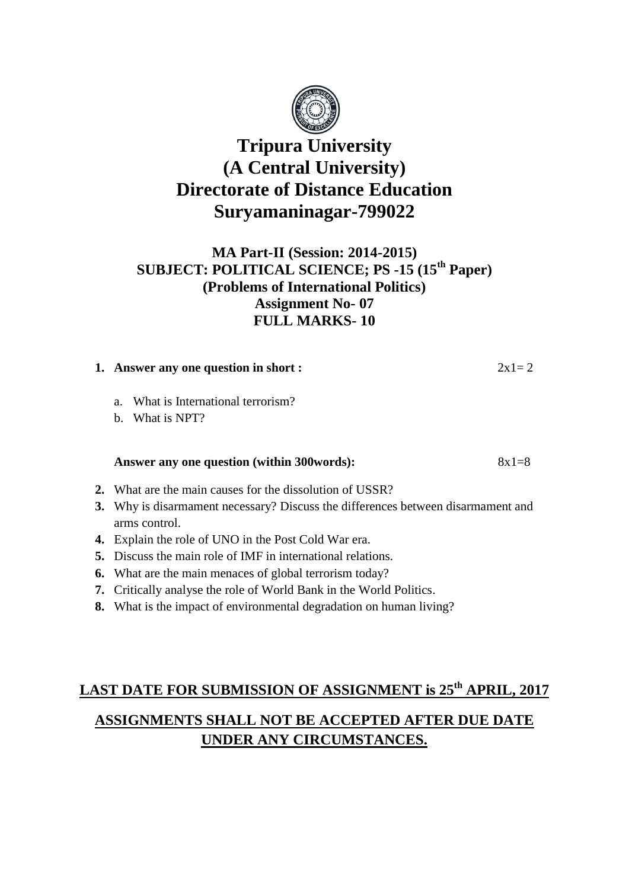# Tripura University
# (A Central University)
# Directorate of Distance Education
# Suryamaninagar-799022

## MA Part-II (Session: 2014-2015)
## SUBJECT: POLITICAL SCIENCE; PS -15 (15th Paper)
## (Problems of International Politics)
## Assignment No- 07
## FULL MARKS- 10

1. **Answer any one question in short :** 2x1= 2

   a. What is International terrorism?
   
   b. What is NPT?

   **Answer any one question (within 300words):** 8x1=8

2. What are the main causes for the dissolution of USSR?
3. Why is disarmament necessary? Discuss the differences between disarmament and arms control.
4. Explain the role of UNO in the Post Cold War era.
5. Discuss the main role of IMF in international relations.
6. What are the main menaces of global terrorism today?
7. Critically analyse the role of World Bank in the World Politics.
8. What is the impact of environmental degradation on human living?

**LAST DATE FOR SUBMISSION OF ASSIGNMENT is 25th APRIL, 2017**

**ASSIGNMENTS SHALL NOT BE ACCEPTED AFTER DUE DATE UNDER ANY CIRCUMSTANCES.**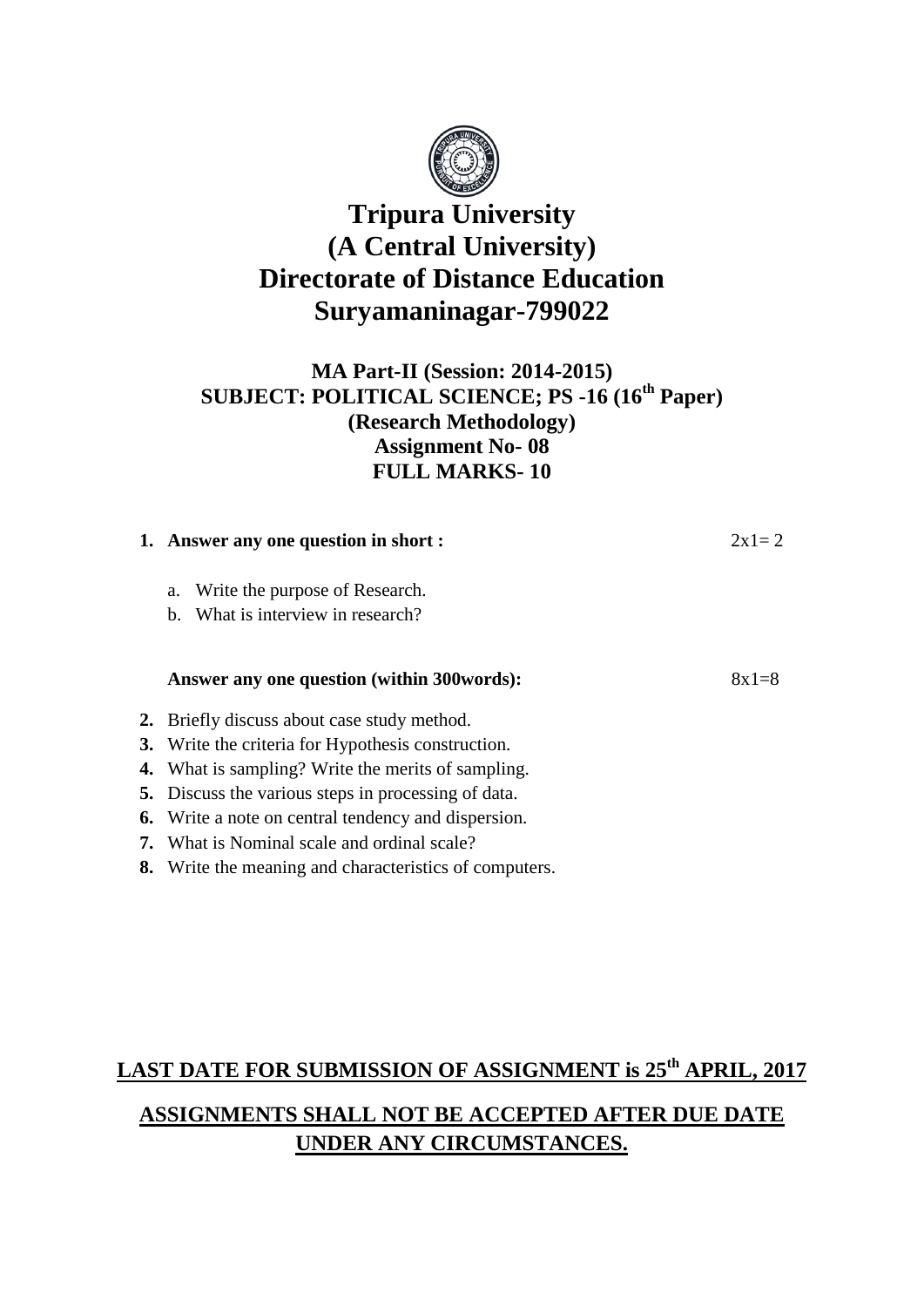# Tripura University
# (A Central University)
# Directorate of Distance Education
# Suryamaninagar-799022

**MA Part-II (Session: 2014-2015)**
**SUBJECT: POLITICAL SCIENCE; PS -16 (16th Paper)**
**(Research Methodology)**
**Assignment No- 08**
**FULL MARKS- 10**

1. **Answer any one question in short :** 2x1= 2

   a. Write the purpose of Research.
   b. What is interview in research?

   **Answer any one question (within 300words):** 8x1=8

2. Briefly discuss about case study method.
3. Write the criteria for Hypothesis construction.
4. What is sampling? Write the merits of sampling.
5. Discuss the various steps in processing of data.
6. Write a note on central tendency and dispersion.
7. What is Nominal scale and ordinal scale?
8. Write the meaning and characteristics of computers.

**LAST DATE FOR SUBMISSION OF ASSIGNMENT is 25th APRIL, 2017**

**ASSIGNMENTS SHALL NOT BE ACCEPTED AFTER DUE DATE UNDER ANY CIRCUMSTANCES.**